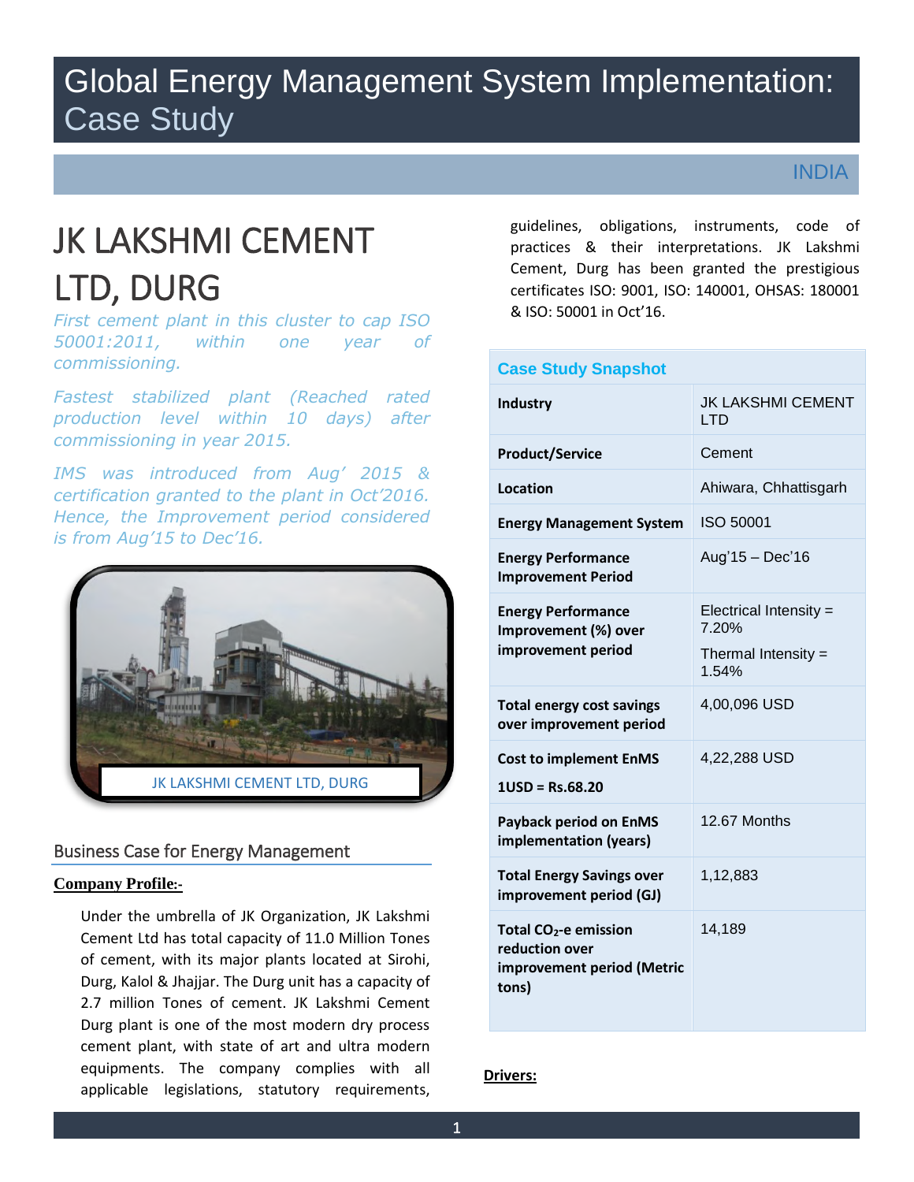# Global Energy Management System Implementation: Case Study

INDIA

# JK LAKSHMI CEMENT LTD, DURG

*First cement plant in this cluster to cap ISO 50001:2011, within one year of commissioning.*

*Fastest stabilized plant (Reached rated production level within 10 days) after commissioning in year 2015.*

*IMS was introduced from Aug' 2015 & certification granted to the plant in Oct'2016. Hence, the Improvement period considered is from Aug'15 to Dec'16.*

JK LAKSHMI CEMENT LTD, DURG

## Business Case for Energy Management

**Company Profile:-**

Under the umbrella of JK Organization, JK Lakshmi Cement Ltd has total capacity of 11.0 Million Tones of cement, with its major plants located at Sirohi, Durg, Kalol & Jhajjar. The Durg unit has a capacity of 2.7 million Tones of cement. JK Lakshmi Cement Durg plant is one of the most modern dry process cement plant, with state of art and ultra modern equipments. The company complies with all applicable legislations, statutory requirements, guidelines, obligations, instruments, code of practices & their interpretations. JK Lakshmi Cement, Durg has been granted the prestigious certificates ISO: 9001, ISO: 140001, OHSAS: 180001 & ISO: 50001 in Oct'16.

| Case Study Snapshot | |
|---|---|
| **Industry** | JK LAKSHMI CEMENT LTD |
| **Product/Service** | Cement |
| **Location** | Ahiwara, Chhattisgarh |
| **Energy Management System** | ISO 50001 |
| **Energy Performance Improvement Period** | Aug'15 – Dec'16 |
| **Energy Performance Improvement (%) over improvement period** | Electrical Intensity = 7.20%<br>Thermal Intensity = 1.54% |
| **Total energy cost savings over improvement period** | 4,00,096 USD |
| **Cost to implement EnMS**<br>**1USD = Rs.68.20** | 4,22,288 USD |
| **Payback period on EnMS implementation (years)** | 12.67 Months |
| **Total Energy Savings over improvement period (GJ)** | 1,12,883 |
| **Total $CO_2$-e emission reduction over improvement period (Metric tons)** | 14,189 |

**Drivers:**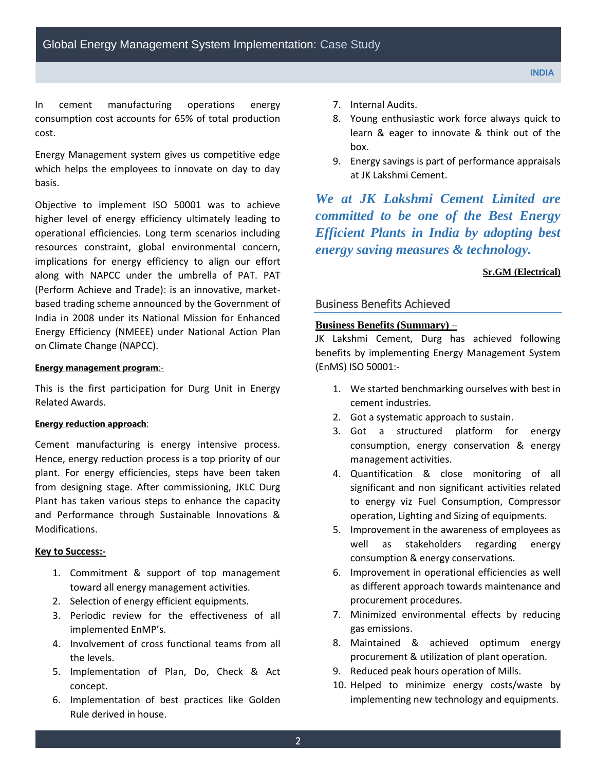In cement manufacturing operations energy consumption cost accounts for 65% of total production cost.

Energy Management system gives us competitive edge which helps the employees to innovate on day to day basis.

Objective to implement ISO 50001 was to achieve higher level of energy efficiency ultimately leading to operational efficiencies. Long term scenarios including resources constraint, global environmental concern, implications for energy efficiency to align our effort along with NAPCC under the umbrella of PAT. PAT (Perform Achieve and Trade): is an innovative, market-based trading scheme announced by the Government of India in 2008 under its National Mission for Enhanced Energy Efficiency (NMEEE) under National Action Plan on Climate Change (NAPCC).

**Energy management program**:-

This is the first participation for Durg Unit in Energy Related Awards.

**Energy reduction approach**:

Cement manufacturing is energy intensive process. Hence, energy reduction process is a top priority of our plant. For energy efficiencies, steps have been taken from designing stage. After commissioning, JKLC Durg Plant has taken various steps to enhance the capacity and Performance through Sustainable Innovations & Modifications.

**Key to Success:-**

1. Commitment & support of top management toward all energy management activities.
2. Selection of energy efficient equipments.
3. Periodic review for the effectiveness of all implemented EnMP's.
4. Involvement of cross functional teams from all the levels.
5. Implementation of Plan, Do, Check & Act concept.
6. Implementation of best practices like Golden Rule derived in house.
7. Internal Audits.
8. Young enthusiastic work force always quick to learn & eager to innovate & think out of the box.
9. Energy savings is part of performance appraisals at JK Lakshmi Cement.

***We at JK Lakshmi Cement Limited are committed to be one of the Best Energy Efficient Plants in India by adopting best energy saving measures & technology.***

**Sr.GM (Electrical)**

## Business Benefits Achieved

**Business Benefits (Summary) –**

JK Lakshmi Cement, Durg has achieved following benefits by implementing Energy Management System (EnMS) ISO 50001:-

1. We started benchmarking ourselves with best in cement industries.
2. Got a systematic approach to sustain.
3. Got a structured platform for energy consumption, energy conservation & energy management activities.
4. Quantification & close monitoring of all significant and non significant activities related to energy viz Fuel Consumption, Compressor operation, Lighting and Sizing of equipments.
5. Improvement in the awareness of employees as well as stakeholders regarding energy consumption & energy conservations.
6. Improvement in operational efficiencies as well as different approach towards maintenance and procurement procedures.
7. Minimized environmental effects by reducing gas emissions.
8. Maintained & achieved optimum energy procurement & utilization of plant operation.
9. Reduced peak hours operation of Mills.
10. Helped to minimize energy costs/waste by implementing new technology and equipments.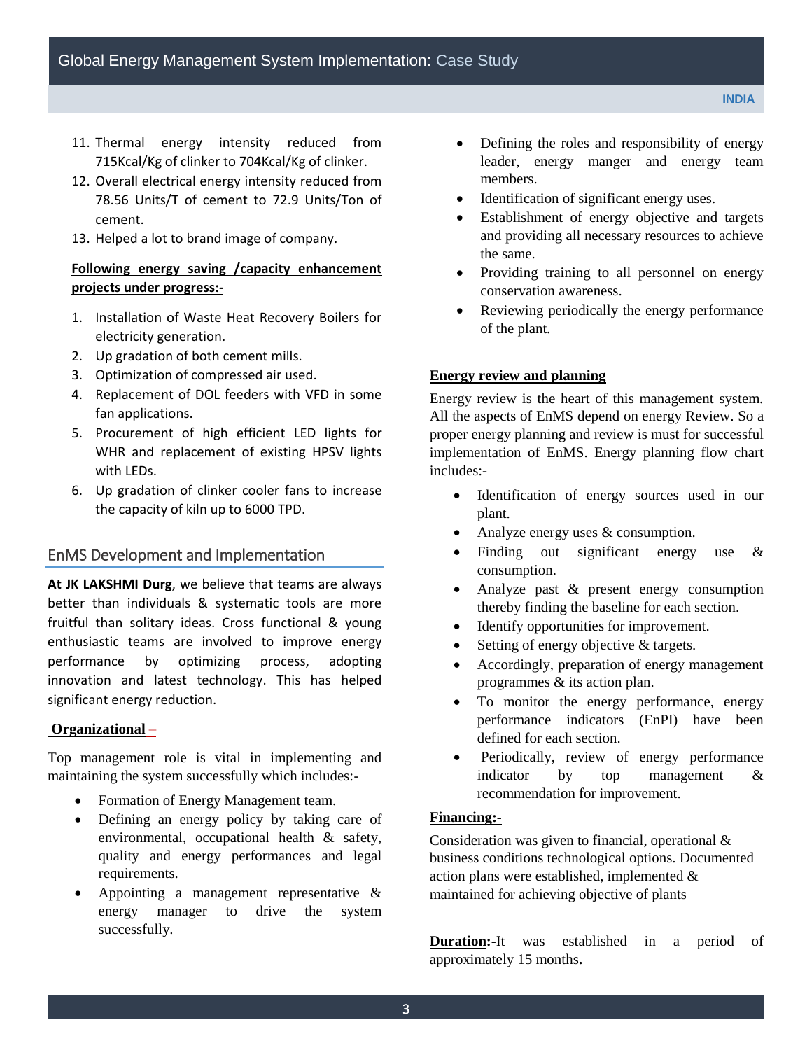11. Thermal energy intensity reduced from 715Kcal/Kg of clinker to 704Kcal/Kg of clinker.
12. Overall electrical energy intensity reduced from 78.56 Units/T of cement to 72.9 Units/Ton of cement.
13. Helped a lot to brand image of company.

**Following energy saving /capacity enhancement projects under progress:-**

1. Installation of Waste Heat Recovery Boilers for electricity generation.
2. Up gradation of both cement mills.
3. Optimization of compressed air used.
4. Replacement of DOL feeders with VFD in some fan applications.
5. Procurement of high efficient LED lights for WHR and replacement of existing HPSV lights with LEDs.
6. Up gradation of clinker cooler fans to increase the capacity of kiln up to 6000 TPD.

## EnMS Development and Implementation

**At JK LAKSHMI Durg**, we believe that teams are always better than individuals & systematic tools are more fruitful than solitary ideas. Cross functional & young enthusiastic teams are involved to improve energy performance by optimizing process, adopting innovation and latest technology. This has helped significant energy reduction.

**Organizational** –

Top management role is vital in implementing and maintaining the system successfully which includes:-

- Formation of Energy Management team.
- Defining an energy policy by taking care of environmental, occupational health & safety, quality and energy performances and legal requirements.
- Appointing a management representative & energy manager to drive the system successfully.
- Defining the roles and responsibility of energy leader, energy manger and energy team members.
- Identification of significant energy uses.
- Establishment of energy objective and targets and providing all necessary resources to achieve the same.
- Providing training to all personnel on energy conservation awareness.
- Reviewing periodically the energy performance of the plant.

**Energy review and planning**

Energy review is the heart of this management system. All the aspects of EnMS depend on energy Review. So a proper energy planning and review is must for successful implementation of EnMS. Energy planning flow chart includes:-

- Identification of energy sources used in our plant.
- Analyze energy uses & consumption.
- Finding out significant energy use & consumption.
- Analyze past & present energy consumption thereby finding the baseline for each section.
- Identify opportunities for improvement.
- Setting of energy objective & targets.
- Accordingly, preparation of energy management programmes & its action plan.
- To monitor the energy performance, energy performance indicators (EnPI) have been defined for each section.
- Periodically, review of energy performance indicator by top management & recommendation for improvement.

**Financing:-**

Consideration was given to financial, operational & business conditions technological options. Documented action plans were established, implemented & maintained for achieving objective of plants

**Duration:**-It was established in a period of approximately 15 months**.**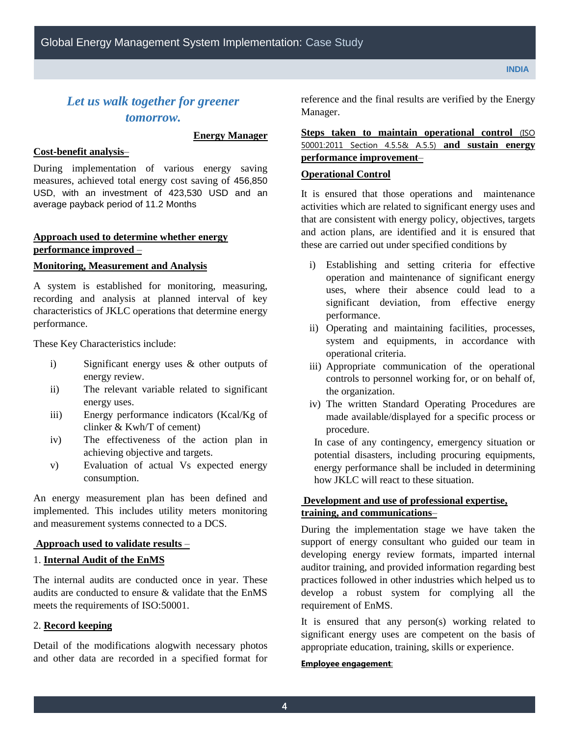*Let us walk together for greener tomorrow.*

**Energy Manager**

**Cost-benefit analysis**–

During implementation of various energy saving measures, achieved total energy cost saving of 456,850 USD, with an investment of 423,530 USD and an average payback period of 11.2 Months

**Approach used to determine whether energy performance improved** –

**Monitoring, Measurement and Analysis**

A system is established for monitoring, measuring, recording and analysis at planned interval of key characteristics of JKLC operations that determine energy performance.

These Key Characteristics include:

i) Significant energy uses & other outputs of energy review.
ii) The relevant variable related to significant energy uses.
iii) Energy performance indicators (Kcal/Kg of clinker & Kwh/T of cement)
iv) The effectiveness of the action plan in achieving objective and targets.
v) Evaluation of actual Vs expected energy consumption.

An energy measurement plan has been defined and implemented. This includes utility meters monitoring and measurement systems connected to a DCS.

**Approach used to validate results** –

1. **Internal Audit of the EnMS**

The internal audits are conducted once in year. These audits are conducted to ensure & validate that the EnMS meets the requirements of ISO:50001.

2. **Record keeping**

Detail of the modifications alogwith necessary photos and other data are recorded in a specified format for reference and the final results are verified by the Energy Manager.

**Steps taken to maintain operational control** (ISO 50001:2011 Section 4.5.5& A.5.5) **and sustain energy performance improvement**–

**Operational Control**

It is ensured that those operations and maintenance activities which are related to significant energy uses and that are consistent with energy policy, objectives, targets and action plans, are identified and it is ensured that these are carried out under specified conditions by

i) Establishing and setting criteria for effective operation and maintenance of significant energy uses, where their absence could lead to a significant deviation, from effective energy performance.
ii) Operating and maintaining facilities, processes, system and equipments, in accordance with operational criteria.
iii) Appropriate communication of the operational controls to personnel working for, or on behalf of, the organization.
iv) The written Standard Operating Procedures are made available/displayed for a specific process or procedure.

In case of any contingency, emergency situation or potential disasters, including procuring equipments, energy performance shall be included in determining how JKLC will react to these situation.

**Development and use of professional expertise, training, and communications**–

During the implementation stage we have taken the support of energy consultant who guided our team in developing energy review formats, imparted internal auditor training, and provided information regarding best practices followed in other industries which helped us to develop a robust system for complying all the requirement of EnMS.

It is ensured that any person(s) working related to significant energy uses are competent on the basis of appropriate education, training, skills or experience.

**Employee engagement**: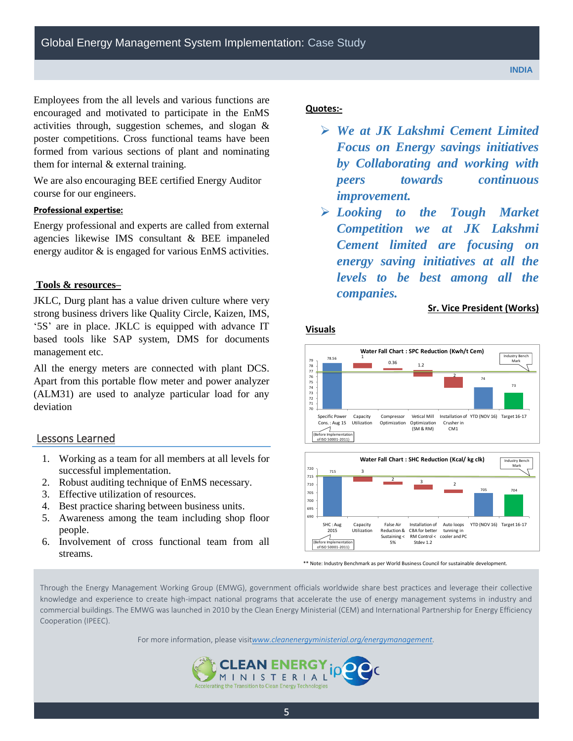Employees from the all levels and various functions are encouraged and motivated to participate in the EnMS activities through, suggestion schemes, and slogan & poster competitions. Cross functional teams have been formed from various sections of plant and nominating them for internal & external training.

We are also encouraging BEE certified Energy Auditor course for our engineers.

**Professional expertise:**

Energy professional and experts are called from external agencies likewise IMS consultant & BEE impaneled energy auditor & is engaged for various EnMS activities.

**Tools & resources–**

JKLC, Durg plant has a value driven culture where very strong business drivers like Quality Circle, Kaizen, IMS, '5S' are in place. JKLC is equipped with advance IT based tools like SAP system, DMS for documents management etc.

All the energy meters are connected with plant DCS. Apart from this portable flow meter and power analyzer (ALM31) are used to analyze particular load for any deviation

## Lessons Learned

1. Working as a team for all members at all levels for successful implementation.
2. Robust auditing technique of EnMS necessary.
3. Effective utilization of resources.
4. Best practice sharing between business units.
5. Awareness among the team including shop floor people.
6. Involvement of cross functional team from all streams.

**Quotes:-**

- ***We at JK Lakshmi Cement Limited Focus on Energy savings initiatives by Collaborating and working with peers towards continuous improvement.***
- ***Looking to the Tough Market Competition we at JK Lakshmi Cement limited are focusing on energy saving initiatives at all the levels to be best among all the companies.***

**Sr. Vice President (Works)**

**Visuals**

**Water Fall Chart : SPC Reduction (Kwh/t Cem)**

| Step | Value |
|---|---|
| Specific Power Cons. : Aug 15 (Before Implementation of ISO 50001-2011) | 78.56 |
| Capacity Utilization | 1 |
| Compressor Optimization | 0.36 |
| Vetical Mill Optimization (SM & RM) | 1.2 |
| Installation of Crusher in CM1 | 2 |
| YTD (NOV 16) | 74 |
| Target 16-17 | 73 |

**Water Fall Chart : SHC Reduction (Kcal/ kg clk)**

| Step | Value |
|---|---|
| SHC : Aug 2015 (Before Implementation of ISO 50001-2011) | 715 |
| Capacity Utilization | 3 |
| False Air Reduction & Sustaining < 5% | 2 |
| Installation of CBA for better RM Control < Stdev 1.2 | 3 |
| Auto loops tunning in cooler and PC | 2 |
| YTD (NOV 16) | 705 |
| Target 16-17 | 704 |

** Note: Industry Benchmark as per World Business Council for sustainable development.

Through the Energy Management Working Group (EMWG), government officials worldwide share best practices and leverage their collective knowledge and experience to create high-impact national programs that accelerate the use of energy management systems in industry and commercial buildings. The EMWG was launched in 2010 by the Clean Energy Ministerial (CEM) and International Partnership for Energy Efficiency Cooperation (IPEEC).

For more information, please visit *www.cleanenergyministerial.org/energymanagement*.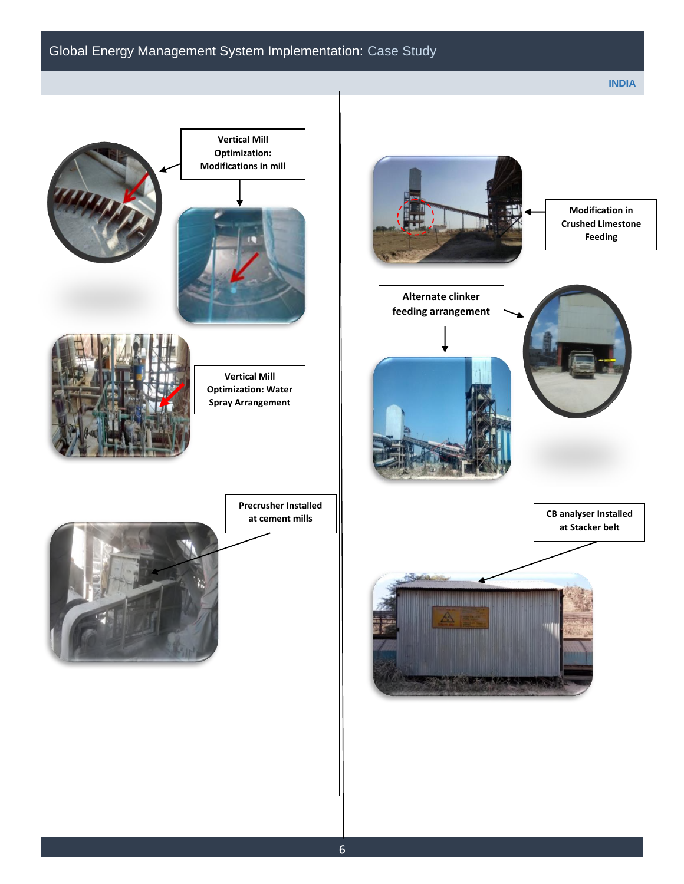Vertical Mill Optimization: Modifications in mill

Vertical Mill Optimization: Water Spray Arrangement

Precrusher Installed at cement mills

Modification in Crushed Limestone Feeding

Alternate clinker feeding arrangement

CB analyser Installed at Stacker belt